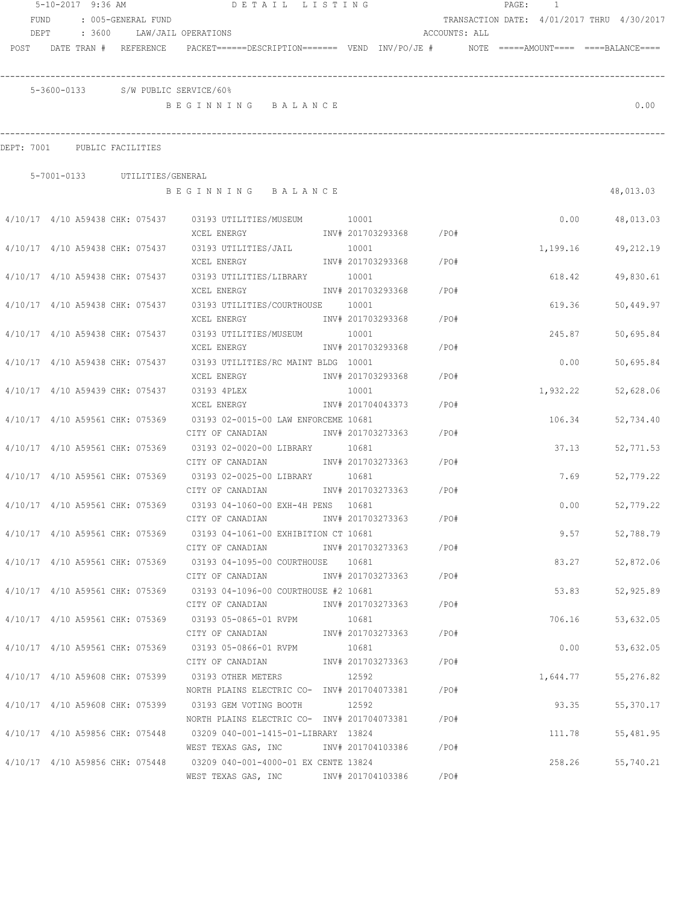5-10-2017 9:36 AM — DETAIL LISTING

FUND : 005-GENERAL FUND — TRANSACTION DATE: 4/01/2017 THRU 4/30/2017

DEPT : 3600 LAW/JAIL OPERATIONS — ACCOUNTS: ALL

| POST | DATE | TRAN # | REFERENCE | PACKET======DESCRIPTION======= | VEND | INV/PO/JE # | NOTE | =====AMOUNT==== | ====BALANCE==== |
|---|---|---|---|---|---|---|---|---|---|

**5-3600-0133 S/W PUBLIC SERVICE/60%**

B E G I N N I N G   B A L A N C E — 0.00

## DEPT: 7001 PUBLIC FACILITIES

**5-7001-0133 UTILITIES/GENERAL**

B E G I N N I N G   B A L A N C E — 48,013.03

| POST | DATE | TRAN # | REFERENCE | PACKET/DESCRIPTION | VEND | INV/PO/JE # | NOTE | AMOUNT | BALANCE |
|---|---|---|---|---|---|---|---|---|---|
| 4/10/17 | 4/10 | A59438 | CHK: 075437 | 03193 UTILITIES/MUSEUM<br>XCEL ENERGY | 10001 | INV# 201703293368 | /PO# | 0.00 | 48,013.03 |
| 4/10/17 | 4/10 | A59438 | CHK: 075437 | 03193 UTILITIES/JAIL<br>XCEL ENERGY | 10001 | INV# 201703293368 | /PO# | 1,199.16 | 49,212.19 |
| 4/10/17 | 4/10 | A59438 | CHK: 075437 | 03193 UTILITIES/LIBRARY<br>XCEL ENERGY | 10001 | INV# 201703293368 | /PO# | 618.42 | 49,830.61 |
| 4/10/17 | 4/10 | A59438 | CHK: 075437 | 03193 UTILITIES/COURTHOUSE<br>XCEL ENERGY | 10001 | INV# 201703293368 | /PO# | 619.36 | 50,449.97 |
| 4/10/17 | 4/10 | A59438 | CHK: 075437 | 03193 UTILITIES/MUSEUM<br>XCEL ENERGY | 10001 | INV# 201703293368 | /PO# | 245.87 | 50,695.84 |
| 4/10/17 | 4/10 | A59438 | CHK: 075437 | 03193 UTILITIES/RC MAINT BLDG<br>XCEL ENERGY | 10001 | INV# 201703293368 | /PO# | 0.00 | 50,695.84 |
| 4/10/17 | 4/10 | A59439 | CHK: 075437 | 03193 4PLEX<br>XCEL ENERGY | 10001 | INV# 201704043373 | /PO# | 1,932.22 | 52,628.06 |
| 4/10/17 | 4/10 | A59561 | CHK: 075369 | 03193 02-0015-00 LAW ENFORCEME<br>CITY OF CANADIAN | 10681 | INV# 201703273363 | /PO# | 106.34 | 52,734.40 |
| 4/10/17 | 4/10 | A59561 | CHK: 075369 | 03193 02-0020-00 LIBRARY<br>CITY OF CANADIAN | 10681 | INV# 201703273363 | /PO# | 37.13 | 52,771.53 |
| 4/10/17 | 4/10 | A59561 | CHK: 075369 | 03193 02-0025-00 LIBRARY<br>CITY OF CANADIAN | 10681 | INV# 201703273363 | /PO# | 7.69 | 52,779.22 |
| 4/10/17 | 4/10 | A59561 | CHK: 075369 | 03193 04-1060-00 EXH-4H PENS<br>CITY OF CANADIAN | 10681 | INV# 201703273363 | /PO# | 0.00 | 52,779.22 |
| 4/10/17 | 4/10 | A59561 | CHK: 075369 | 03193 04-1061-00 EXHIBITION CT<br>CITY OF CANADIAN | 10681 | INV# 201703273363 | /PO# | 9.57 | 52,788.79 |
| 4/10/17 | 4/10 | A59561 | CHK: 075369 | 03193 04-1095-00 COURTHOUSE<br>CITY OF CANADIAN | 10681 | INV# 201703273363 | /PO# | 83.27 | 52,872.06 |
| 4/10/17 | 4/10 | A59561 | CHK: 075369 | 03193 04-1096-00 COURTHOUSE #2<br>CITY OF CANADIAN | 10681 | INV# 201703273363 | /PO# | 53.83 | 52,925.89 |
| 4/10/17 | 4/10 | A59561 | CHK: 075369 | 03193 05-0865-01 RVPM<br>CITY OF CANADIAN | 10681 | INV# 201703273363 | /PO# | 706.16 | 53,632.05 |
| 4/10/17 | 4/10 | A59561 | CHK: 075369 | 03193 05-0866-01 RVPM<br>CITY OF CANADIAN | 10681 | INV# 201703273363 | /PO# | 0.00 | 53,632.05 |
| 4/10/17 | 4/10 | A59608 | CHK: 075399 | 03193 OTHER METERS<br>NORTH PLAINS ELECTRIC CO- | 12592 | INV# 201704073381 | /PO# | 1,644.77 | 55,276.82 |
| 4/10/17 | 4/10 | A59608 | CHK: 075399 | 03193 GEM VOTING BOOTH<br>NORTH PLAINS ELECTRIC CO- | 12592 | INV# 201704073381 | /PO# | 93.35 | 55,370.17 |
| 4/10/17 | 4/10 | A59856 | CHK: 075448 | 03209 040-001-1415-01-LIBRARY<br>WEST TEXAS GAS, INC | 13824 | INV# 201704103386 | /PO# | 111.78 | 55,481.95 |
| 4/10/17 | 4/10 | A59856 | CHK: 075448 | 03209 040-001-4000-01 EX CENTE<br>WEST TEXAS GAS, INC | 13824 | INV# 201704103386 | /PO# | 258.26 | 55,740.21 |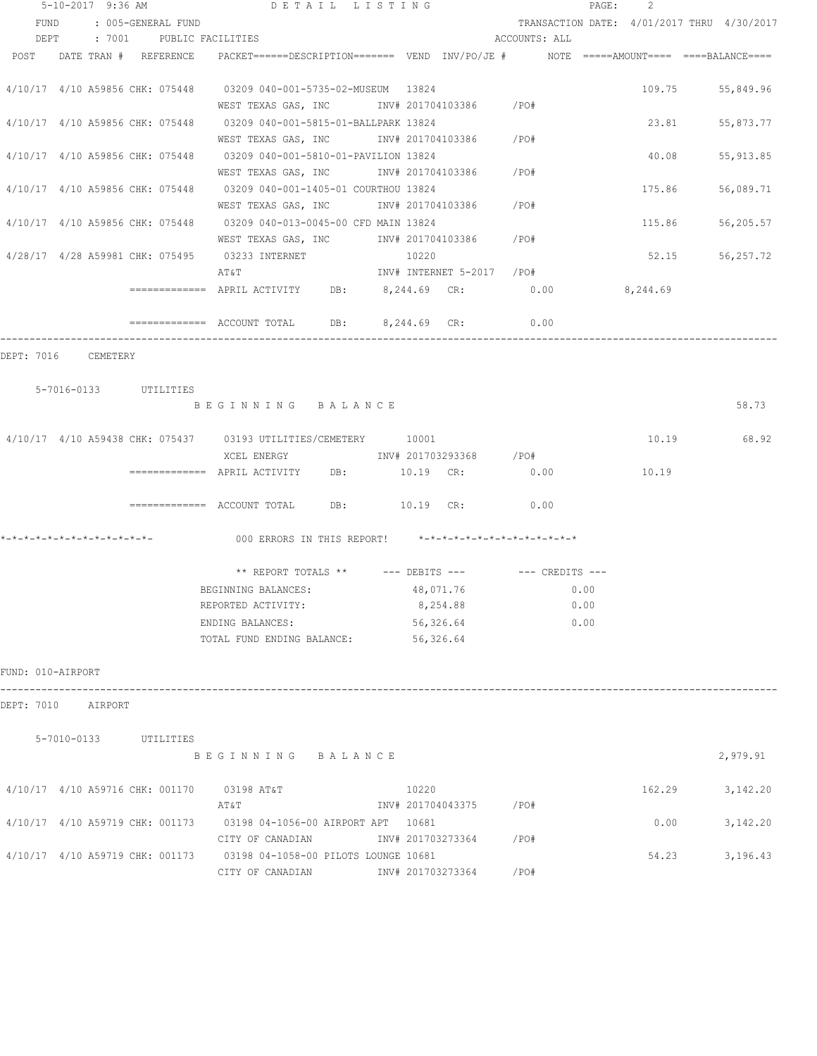5-10-2017 9:36 AM DETAIL LISTING

FUND : 005-GENERAL FUND TRANSACTION DATE: 4/01/2017 THRU 4/30/2017

DEPT : 7001 PUBLIC FACILITIES ACCOUNTS: ALL

| POST | DATE | TRAN # | REFERENCE | PACKET======DESCRIPTION======= | VEND | INV/PO/JE # | NOTE | =====AMOUNT==== | ====BALANCE==== |
|---|---|---|---|---|---|---|---|---|---|
| 4/10/17 | 4/10 | A59856 | CHK: 075448 | 03209 040-001-5735-02-MUSEUM | 13824 | | | 109.75 | 55,849.96 |
| | | | | WEST TEXAS GAS, INC | | INV# 201704103386 | /PO# | | |
| 4/10/17 | 4/10 | A59856 | CHK: 075448 | 03209 040-001-5815-01-BALLPARK | 13824 | | | 23.81 | 55,873.77 |
| | | | | WEST TEXAS GAS, INC | | INV# 201704103386 | /PO# | | |
| 4/10/17 | 4/10 | A59856 | CHK: 075448 | 03209 040-001-5810-01-PAVILION | 13824 | | | 40.08 | 55,913.85 |
| | | | | WEST TEXAS GAS, INC | | INV# 201704103386 | /PO# | | |
| 4/10/17 | 4/10 | A59856 | CHK: 075448 | 03209 040-001-1405-01 COURTHOU | 13824 | | | 175.86 | 56,089.71 |
| | | | | WEST TEXAS GAS, INC | | INV# 201704103386 | /PO# | | |
| 4/10/17 | 4/10 | A59856 | CHK: 075448 | 03209 040-013-0045-00 CFD MAIN | 13824 | | | 115.86 | 56,205.57 |
| | | | | WEST TEXAS GAS, INC | | INV# 201704103386 | /PO# | | |
| 4/28/17 | 4/28 | A59981 | CHK: 075495 | 03233 INTERNET | 10220 | | | 52.15 | 56,257.72 |
| | | | | AT&T | | INV# INTERNET 5-2017 | /PO# | | |

============= APRIL ACTIVITY DB: 8,244.69 CR: 0.00 8,244.69

============= ACCOUNT TOTAL DB: 8,244.69 CR: 0.00

DEPT: 7016 CEMETERY

5-7016-0133 UTILITIES

BEGINNING BALANCE 58.73

| POST | DATE | TRAN # | REFERENCE | DESCRIPTION | VEND | INV/PO/JE # | NOTE | AMOUNT | BALANCE |
|---|---|---|---|---|---|---|---|---|---|
| 4/10/17 | 4/10 | A59438 | CHK: 075437 | 03193 UTILITIES/CEMETERY | 10001 | | | 10.19 | 68.92 |
| | | | | XCEL ENERGY | | INV# 201703293368 | /PO# | | |

============= APRIL ACTIVITY DB: 10.19 CR: 0.00 10.19

============= ACCOUNT TOTAL DB: 10.19 CR: 0.00

*-*-*-*-*-*-*-*-*-*-*-*-*- 000 ERRORS IN THIS REPORT! *-*-*-*-*-*-*-*-*-*-*-*-*-*

| ** REPORT TOTALS ** | --- DEBITS --- | --- CREDITS --- |
|---|---|---|
| BEGINNING BALANCES: | 48,071.76 | 0.00 |
| REPORTED ACTIVITY: | 8,254.88 | 0.00 |
| ENDING BALANCES: | 56,326.64 | 0.00 |
| TOTAL FUND ENDING BALANCE: | 56,326.64 | |

FUND: 010-AIRPORT

DEPT: 7010 AIRPORT

5-7010-0133 UTILITIES

BEGINNING BALANCE 2,979.91

| POST | DATE | TRAN # | REFERENCE | DESCRIPTION | VEND | INV/PO/JE # | NOTE | AMOUNT | BALANCE |
|---|---|---|---|---|---|---|---|---|---|
| 4/10/17 | 4/10 | A59716 | CHK: 001170 | 03198 AT&T | 10220 | | | 162.29 | 3,142.20 |
| | | | | AT&T | | INV# 201704043375 | /PO# | | |
| 4/10/17 | 4/10 | A59719 | CHK: 001173 | 03198 04-1056-00 AIRPORT APT | 10681 | | | 0.00 | 3,142.20 |
| | | | | CITY OF CANADIAN | | INV# 201703273364 | /PO# | | |
| 4/10/17 | 4/10 | A59719 | CHK: 001173 | 03198 04-1058-00 PILOTS LOUNGE | 10681 | | | 54.23 | 3,196.43 |
| | | | | CITY OF CANADIAN | | INV# 201703273364 | /PO# | | |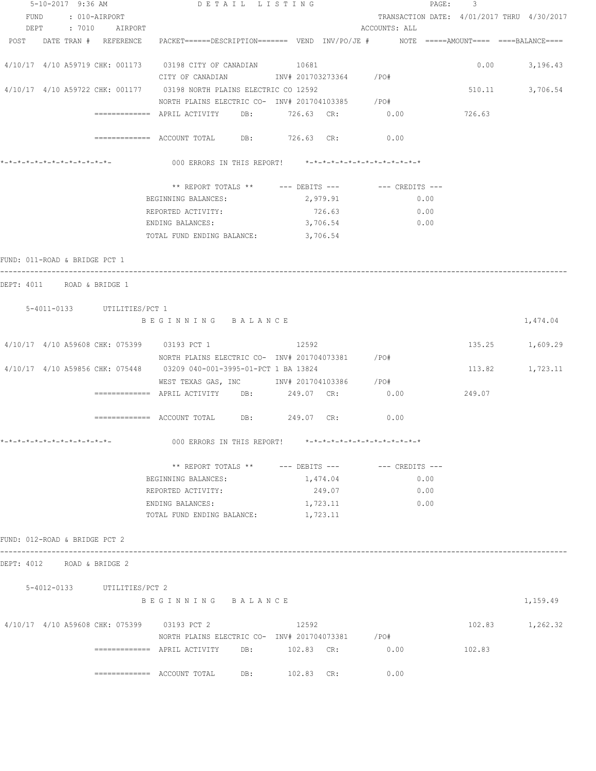5-10-2017 9:36 AM DETAIL LISTING PAGE: 3

FUND : 010-AIRPORT TRANSACTION DATE: 4/01/2017 THRU 4/30/2017

DEPT : 7010 AIRPORT ACCOUNTS: ALL

POST DATE TRAN # REFERENCE PACKET======DESCRIPTION======= VEND INV/PO/JE # NOTE =====AMOUNT==== ====BALANCE====

```
4/10/17  4/10 A59719 CHK: 001173    03198 CITY OF CANADIAN          10681                                         0.00       3,196.43
                                    CITY OF CANADIAN           INV# 201703273364      /PO#
4/10/17  4/10 A59722 CHK: 001177    03198 NORTH PLAINS ELECTRIC CO 12592                                        510.11       3,706.54
                                    NORTH PLAINS ELECTRIC CO-  INV# 201704103385      /PO#
                    =============  APRIL ACTIVITY    DB:       726.63  CR:           0.00              726.63

                    =============  ACCOUNT TOTAL     DB:       726.63  CR:           0.00

*-*-*-*-*-*-*-*-*-*-*-*-*-         000 ERRORS IN THIS REPORT!    *-*-*-*-*-*-*-*-*-*-*-*-*-*

                          ** REPORT TOTALS **      --- DEBITS ---        --- CREDITS ---
                          BEGINNING BALANCES:            2,979.91                 0.00
                          REPORTED ACTIVITY:               726.63                 0.00
                          ENDING BALANCES:               3,706.54                 0.00
                          TOTAL FUND ENDING BALANCE:     3,706.54
```

FUND: 011-ROAD & BRIDGE PCT 1

DEPT: 4011 ROAD & BRIDGE 1

```
    5-4011-0133        UTILITIES/PCT 1
                          B E G I N N I N G   B A L A N C E                                                              1,474.04

4/10/17  4/10 A59608 CHK: 075399    03193 PCT 1                     12592                                       135.25       1,609.29
                                    NORTH PLAINS ELECTRIC CO-  INV# 201704073381      /PO#
4/10/17  4/10 A59856 CHK: 075448    03209 040-001-3995-01-PCT 1 BA 13824                                        113.82       1,723.11
                                    WEST TEXAS GAS, INC        INV# 201704103386      /PO#
                    =============  APRIL ACTIVITY    DB:       249.07  CR:           0.00              249.07

                    =============  ACCOUNT TOTAL     DB:       249.07  CR:           0.00

*-*-*-*-*-*-*-*-*-*-*-*-*-         000 ERRORS IN THIS REPORT!    *-*-*-*-*-*-*-*-*-*-*-*-*-*

                          ** REPORT TOTALS **      --- DEBITS ---        --- CREDITS ---
                          BEGINNING BALANCES:            1,474.04                 0.00
                          REPORTED ACTIVITY:               249.07                 0.00
                          ENDING BALANCES:               1,723.11                 0.00
                          TOTAL FUND ENDING BALANCE:     1,723.11
```

FUND: 012-ROAD & BRIDGE PCT 2

DEPT: 4012 ROAD & BRIDGE 2

```
    5-4012-0133        UTILITIES/PCT 2
                          B E G I N N I N G   B A L A N C E                                                              1,159.49

4/10/17  4/10 A59608 CHK: 075399    03193 PCT 2                     12592                                       102.83       1,262.32
                                    NORTH PLAINS ELECTRIC CO-  INV# 201704073381      /PO#
                    =============  APRIL ACTIVITY    DB:       102.83  CR:           0.00              102.83

                    =============  ACCOUNT TOTAL     DB:       102.83  CR:           0.00
```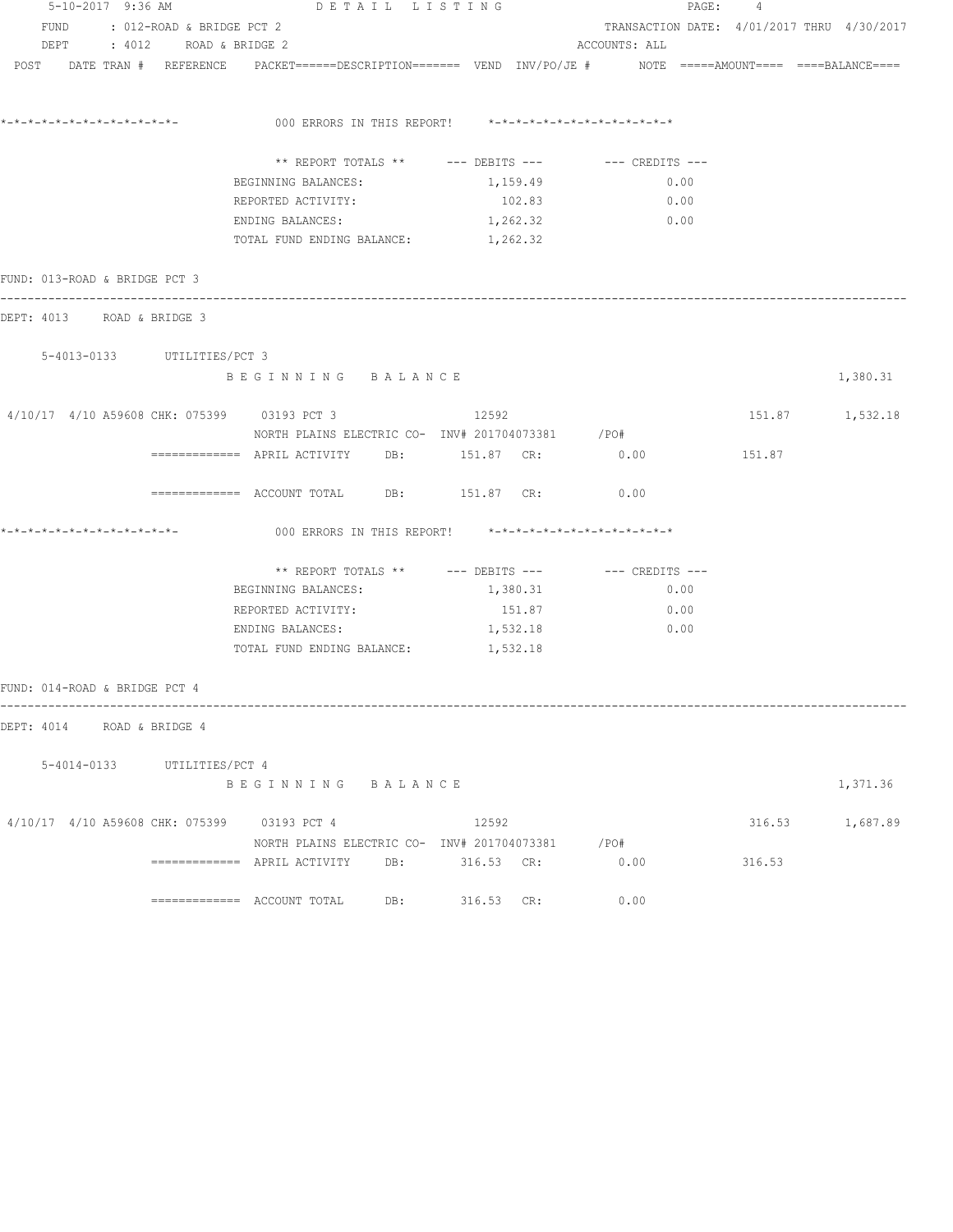FUND : 012-ROAD & BRIDGE PCT 2
DEPT : 4012 ROAD & BRIDGE 2

TRANSACTION DATE: 4/01/2017 THRU 4/30/2017
ACCOUNTS: ALL

POST DATE TRAN # REFERENCE PACKET======DESCRIPTION======= VEND INV/PO/JE # NOTE =====AMOUNT==== ====BALANCE====

*-*-*-*-*-*-*-*-*-*-*-*-*-*- 000 ERRORS IN THIS REPORT! *-*-*-*-*-*-*-*-*-*-*-*-*-*-*

| ** REPORT TOTALS ** | --- DEBITS --- | --- CREDITS --- |
|---|---|---|
| BEGINNING BALANCES: | 1,159.49 | 0.00 |
| REPORTED ACTIVITY: | 102.83 | 0.00 |
| ENDING BALANCES: | 1,262.32 | 0.00 |
| TOTAL FUND ENDING BALANCE: | 1,262.32 | |

FUND: 013-ROAD & BRIDGE PCT 3

---

DEPT: 4013 ROAD & BRIDGE 3

5-4013-0133 UTILITIES/PCT 3

B E G I N N I N G   B A L A N C E — 1,380.31

4/10/17 4/10 A59608 CHK: 075399 03193 PCT 3 12592 — 151.87 — 1,532.18
NORTH PLAINS ELECTRIC CO- INV# 201704073381 /PO#

============= APRIL ACTIVITY DB: 151.87 CR: 0.00 — 151.87

============= ACCOUNT TOTAL DB: 151.87 CR: 0.00

*-*-*-*-*-*-*-*-*-*-*-*-*-*- 000 ERRORS IN THIS REPORT! *-*-*-*-*-*-*-*-*-*-*-*-*-*-*

| ** REPORT TOTALS ** | --- DEBITS --- | --- CREDITS --- |
|---|---|---|
| BEGINNING BALANCES: | 1,380.31 | 0.00 |
| REPORTED ACTIVITY: | 151.87 | 0.00 |
| ENDING BALANCES: | 1,532.18 | 0.00 |
| TOTAL FUND ENDING BALANCE: | 1,532.18 | |

FUND: 014-ROAD & BRIDGE PCT 4

---

DEPT: 4014 ROAD & BRIDGE 4

5-4014-0133 UTILITIES/PCT 4

B E G I N N I N G   B A L A N C E — 1,371.36

4/10/17 4/10 A59608 CHK: 075399 03193 PCT 4 12592 — 316.53 — 1,687.89
NORTH PLAINS ELECTRIC CO- INV# 201704073381 /PO#

============= APRIL ACTIVITY DB: 316.53 CR: 0.00 — 316.53

============= ACCOUNT TOTAL DB: 316.53 CR: 0.00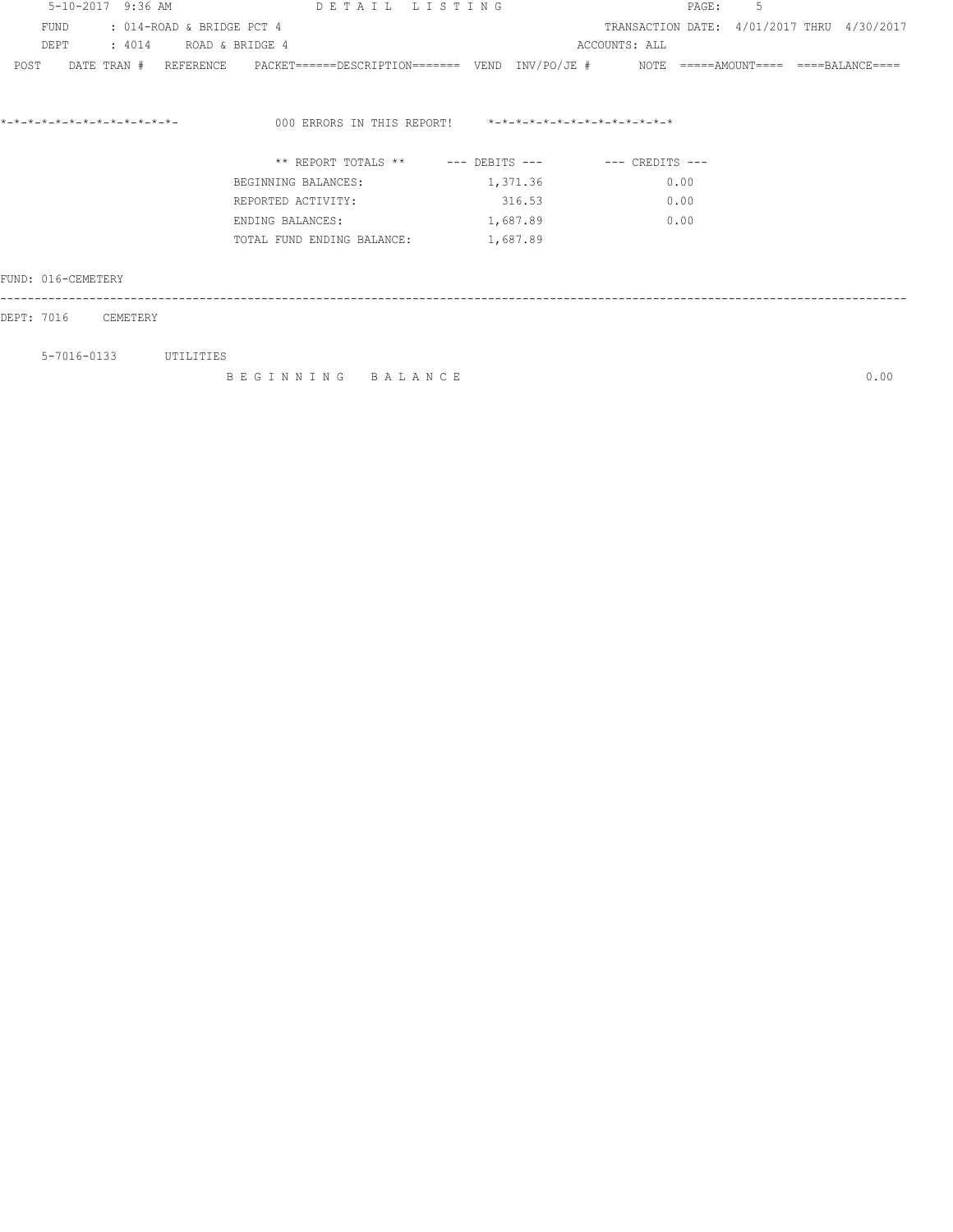5-10-2017 9:36 AM — DETAIL LISTING

FUND : 014-ROAD & BRIDGE PCT 4 — TRANSACTION DATE: 4/01/2017 THRU 4/30/2017

DEPT : 4014 ROAD & BRIDGE 4 — ACCOUNTS: ALL

POST DATE TRAN # REFERENCE PACKET======DESCRIPTION======= VEND INV/PO/JE # NOTE =====AMOUNT==== ====BALANCE====

*-*-*-*-*-*-*-*-*-*-*-*-*-*- 000 ERRORS IN THIS REPORT! *-*-*-*-*-*-*-*-*-*-*-*-*-*

| ** REPORT TOTALS ** | --- DEBITS --- | --- CREDITS --- |
|---|---|---|
| BEGINNING BALANCES: | 1,371.36 | 0.00 |
| REPORTED ACTIVITY: | 316.53 | 0.00 |
| ENDING BALANCES: | 1,687.89 | 0.00 |
| TOTAL FUND ENDING BALANCE: | 1,687.89 | |

FUND: 016-CEMETERY

DEPT: 7016 CEMETERY

5-7016-0133 UTILITIES

B E G I N N I N G B A L A N C E 0.00